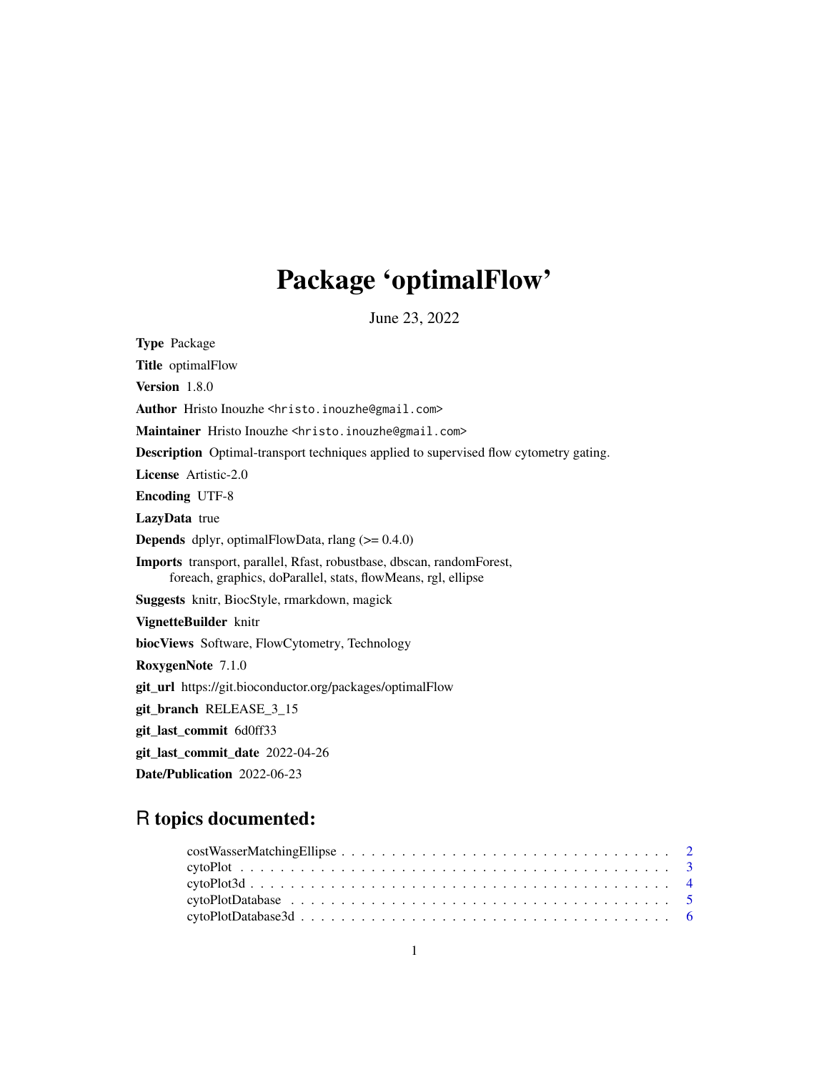# Package 'optimalFlow'

June 23, 2022

**Type** Package

**Title** optimalFlow

**Version** 1.8.0

**Author** Hristo Inouzhe <hristo.inouzhe@gmail.com>

**Maintainer** Hristo Inouzhe <hristo.inouzhe@gmail.com>

**Description** Optimal-transport techniques applied to supervised flow cytometry gating.

**License** Artistic-2.0

**Encoding** UTF-8

**LazyData** true

**Depends** dplyr, optimalFlowData, rlang (>= 0.4.0)

**Imports** transport, parallel, Rfast, robustbase, dbscan, randomForest, foreach, graphics, doParallel, stats, flowMeans, rgl, ellipse

**Suggests** knitr, BiocStyle, rmarkdown, magick

**VignetteBuilder** knitr

**biocViews** Software, FlowCytometry, Technology

**RoxygenNote** 7.1.0

**git_url** https://git.bioconductor.org/packages/optimalFlow

**git_branch** RELEASE_3_15

**git_last_commit** 6d0ff33

**git_last_commit_date** 2022-04-26

**Date/Publication** 2022-06-23

## R topics documented:

costWasserMatchingEllipse . . . . . . . . . . . . . . . . . . . . . . . . . . . . . . . . 2
cytoPlot . . . . . . . . . . . . . . . . . . . . . . . . . . . . . . . . . . . . . . . . . . 3
cytoPlot3d . . . . . . . . . . . . . . . . . . . . . . . . . . . . . . . . . . . . . . . . . 4
cytoPlotDatabase . . . . . . . . . . . . . . . . . . . . . . . . . . . . . . . . . . . . . 5
cytoPlotDatabase3d . . . . . . . . . . . . . . . . . . . . . . . . . . . . . . . . . . . . 6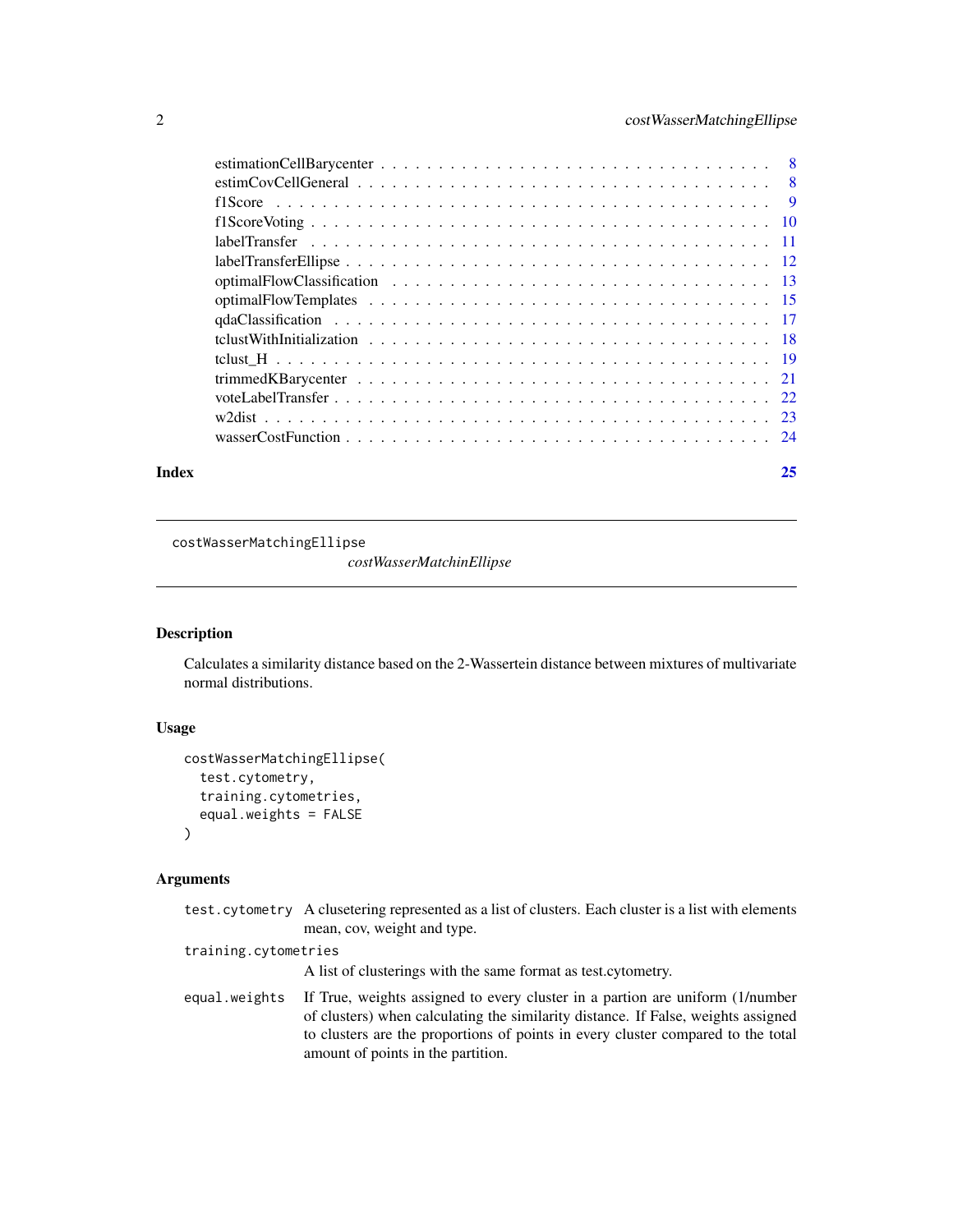| | |
|---|---|
| estimationCellBarycenter | 8 |
| estimCovCellGeneral | 8 |
| f1Score | 9 |
| f1ScoreVoting | 10 |
| labelTransfer | 11 |
| labelTransferEllipse | 12 |
| optimalFlowClassification | 13 |
| optimalFlowTemplates | 15 |
| qdaClassification | 17 |
| tclustWithInitialization | 18 |
| tclust_H | 19 |
| trimmedKBarycenter | 21 |
| voteLabelTransfer | 22 |
| w2dist | 23 |
| wasserCostFunction | 24 |

**Index** **25**

---

costWasserMatchingEllipse

*costWasserMatchinEllipse*

---

### Description

Calculates a similarity distance based on the 2-Wassertein distance between mixtures of multivariate normal distributions.

### Usage

```
costWasserMatchingEllipse(
  test.cytometry,
  training.cytometries,
  equal.weights = FALSE
)
```

### Arguments

`test.cytometry` A clusetering represented as a list of clusters. Each cluster is a list with elements mean, cov, weight and type.

`training.cytometries` A list of clusterings with the same format as test.cytometry.

`equal.weights` If True, weights assigned to every cluster in a partion are uniform (1/number of clusters) when calculating the similarity distance. If False, weights assigned to clusters are the proportions of points in every cluster compared to the total amount of points in the partition.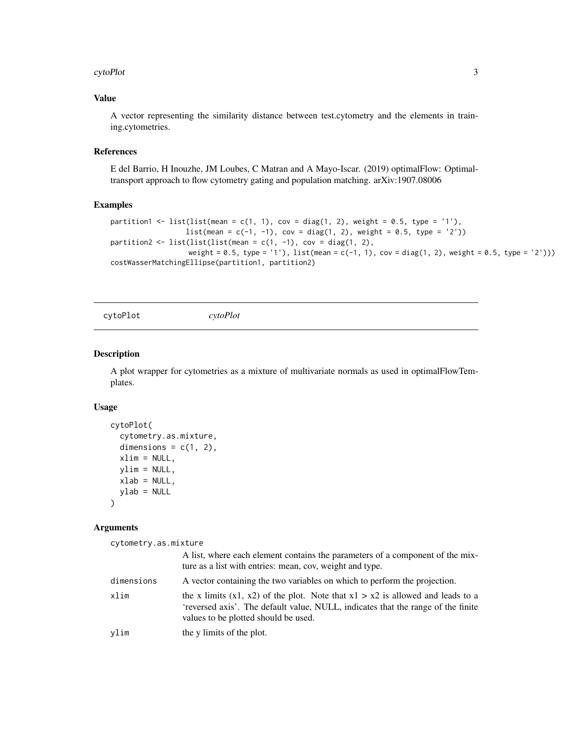### Value

A vector representing the similarity distance between test.cytometry and the elements in training.cytometries.

### References

E del Barrio, H Inouzhe, JM Loubes, C Matran and A Mayo-Iscar. (2019) optimalFlow: Optimal-transport approach to flow cytometry gating and population matching. arXiv:1907.08006

### Examples

```
partition1 <- list(list(mean = c(1, 1), cov = diag(1, 2), weight = 0.5, type = '1'),
                   list(mean = c(-1, -1), cov = diag(1, 2), weight = 0.5, type = '2'))
partition2 <- list(list(list(mean = c(1, -1), cov = diag(1, 2),
                    weight = 0.5, type = '1'), list(mean = c(-1, 1), cov = diag(1, 2), weight = 0.5, type = '2')))
costWasserMatchingEllipse(partition1, partition2)
```

---

## cytoPlot *cytoPlot*

### Description

A plot wrapper for cytometries as a mixture of multivariate normals as used in optimalFlowTemplates.

### Usage

```
cytoPlot(
  cytometry.as.mixture,
  dimensions = c(1, 2),
  xlim = NULL,
  ylim = NULL,
  xlab = NULL,
  ylab = NULL
)
```

### Arguments

| Argument | Description |
|---|---|
| cytometry.as.mixture | A list, where each element contains the parameters of a component of the mixture as a list with entries: mean, cov, weight and type. |
| dimensions | A vector containing the two variables on which to perform the projection. |
| xlim | the x limits (x1, x2) of the plot. Note that x1 > x2 is allowed and leads to a 'reversed axis'. The default value, NULL, indicates that the range of the finite values to be plotted should be used. |
| ylim | the y limits of the plot. |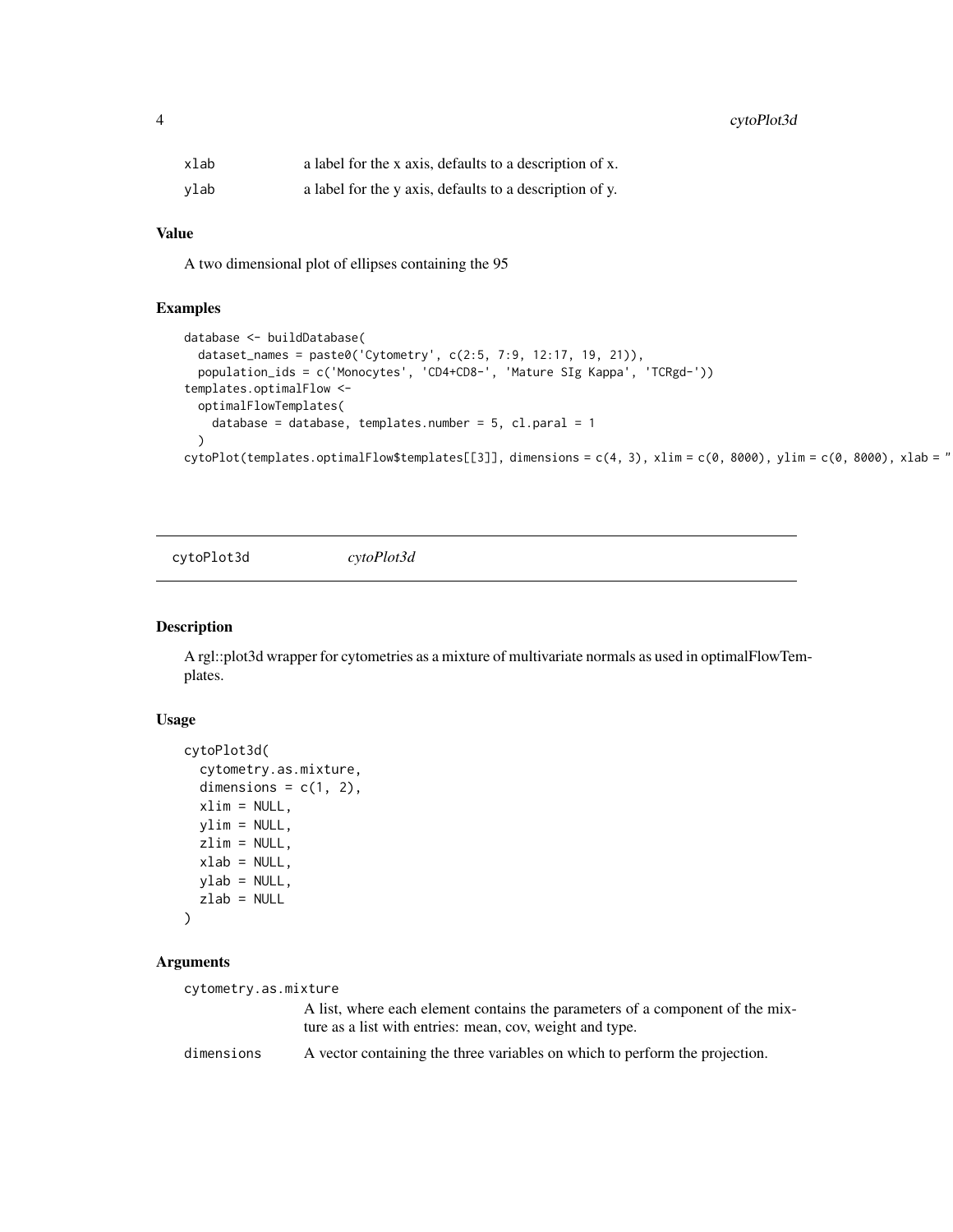| | |
|---|---|
| xlab | a label for the x axis, defaults to a description of x. |
| ylab | a label for the y axis, defaults to a description of y. |

### Value

A two dimensional plot of ellipses containing the 95

### Examples

```
database <- buildDatabase(
  dataset_names = paste0('Cytometry', c(2:5, 7:9, 12:17, 19, 21)),
  population_ids = c('Monocytes', 'CD4+CD8-', 'Mature SIg Kappa', 'TCRgd-'))
templates.optimalFlow <-
  optimalFlowTemplates(
    database = database, templates.number = 5, cl.paral = 1
  )
cytoPlot(templates.optimalFlow$templates[[3]], dimensions = c(4, 3), xlim = c(0, 8000), ylim = c(0, 8000), xlab = "
```

---

## cytoPlot3d *cytoPlot3d*

### Description

A rgl::plot3d wrapper for cytometries as a mixture of multivariate normals as used in optimalFlowTemplates.

### Usage

```
cytoPlot3d(
  cytometry.as.mixture,
  dimensions = c(1, 2),
  xlim = NULL,
  ylim = NULL,
  zlim = NULL,
  xlab = NULL,
  ylab = NULL,
  zlab = NULL
)
```

### Arguments

| | |
|---|---|
| cytometry.as.mixture | A list, where each element contains the parameters of a component of the mixture as a list with entries: mean, cov, weight and type. |
| dimensions | A vector containing the three variables on which to perform the projection. |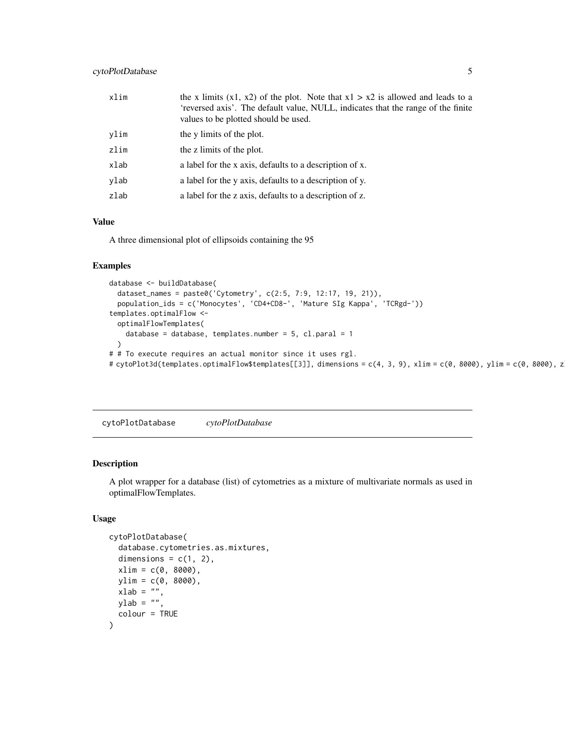| | |
|---|---|
| xlim | the x limits (x1, x2) of the plot. Note that x1 > x2 is allowed and leads to a 'reversed axis'. The default value, NULL, indicates that the range of the finite values to be plotted should be used. |
| ylim | the y limits of the plot. |
| zlim | the z limits of the plot. |
| xlab | a label for the x axis, defaults to a description of x. |
| ylab | a label for the y axis, defaults to a description of y. |
| zlab | a label for the z axis, defaults to a description of z. |

### Value

A three dimensional plot of ellipsoids containing the 95

### Examples

```
database <- buildDatabase(
  dataset_names = paste0('Cytometry', c(2:5, 7:9, 12:17, 19, 21)),
  population_ids = c('Monocytes', 'CD4+CD8-', 'Mature SIg Kappa', 'TCRgd-'))
templates.optimalFlow <-
  optimalFlowTemplates(
    database = database, templates.number = 5, cl.paral = 1
  )
# # To execute requires an actual monitor since it uses rgl.
# cytoPlot3d(templates.optimalFlow$templates[[3]], dimensions = c(4, 3, 9), xlim = c(0, 8000), ylim = c(0, 8000), z
```

---

## cytoPlotDatabase *cytoPlotDatabase*

### Description

A plot wrapper for a database (list) of cytometries as a mixture of multivariate normals as used in optimalFlowTemplates.

### Usage

```
cytoPlotDatabase(
  database.cytometries.as.mixtures,
  dimensions = c(1, 2),
  xlim = c(0, 8000),
  ylim = c(0, 8000),
  xlab = "",
  ylab = "",
  colour = TRUE
)
```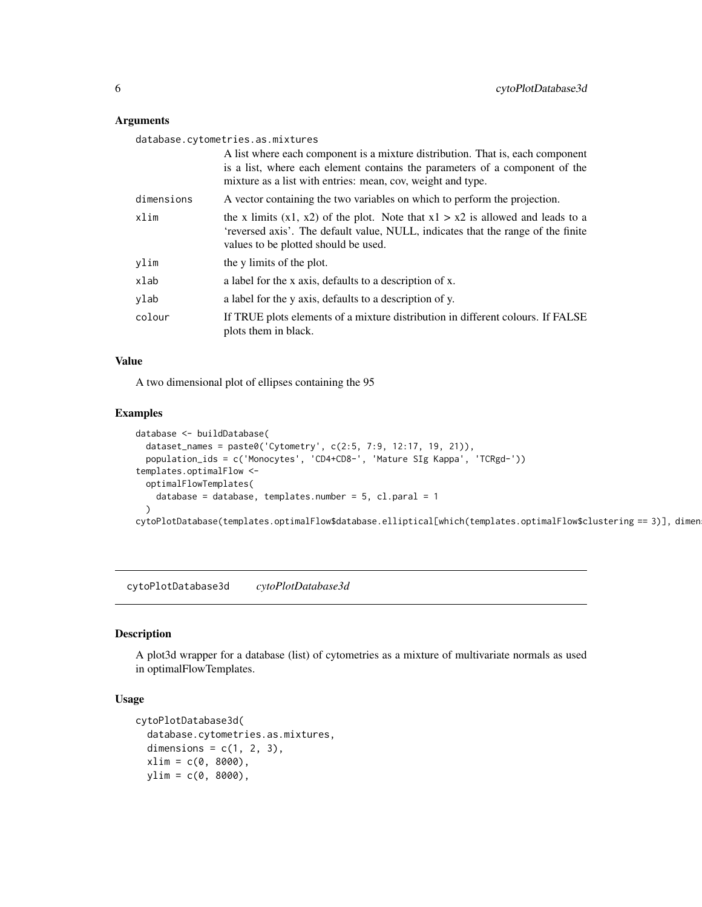### Arguments

database.cytometries.as.mixtures
: A list where each component is a mixture distribution. That is, each component is a list, where each element contains the parameters of a component of the mixture as a list with entries: mean, cov, weight and type.

dimensions
: A vector containing the two variables on which to perform the projection.

xlim
: the x limits (x1, x2) of the plot. Note that x1 > x2 is allowed and leads to a 'reversed axis'. The default value, NULL, indicates that the range of the finite values to be plotted should be used.

ylim
: the y limits of the plot.

xlab
: a label for the x axis, defaults to a description of x.

ylab
: a label for the y axis, defaults to a description of y.

colour
: If TRUE plots elements of a mixture distribution in different colours. If FALSE plots them in black.

### Value

A two dimensional plot of ellipses containing the 95

### Examples

```
database <- buildDatabase(
  dataset_names = paste0('Cytometry', c(2:5, 7:9, 12:17, 19, 21)),
  population_ids = c('Monocytes', 'CD4+CD8-', 'Mature SIg Kappa', 'TCRgd-'))
templates.optimalFlow <-
  optimalFlowTemplates(
    database = database, templates.number = 5, cl.paral = 1
  )
cytoPlotDatabase(templates.optimalFlow$database.elliptical[which(templates.optimalFlow$clustering == 3)], dimen
```

## cytoPlotDatabase3d *cytoPlotDatabase3d*

### Description

A plot3d wrapper for a database (list) of cytometries as a mixture of multivariate normals as used in optimalFlowTemplates.

### Usage

```
cytoPlotDatabase3d(
  database.cytometries.as.mixtures,
  dimensions = c(1, 2, 3),
  xlim = c(0, 8000),
  ylim = c(0, 8000),
```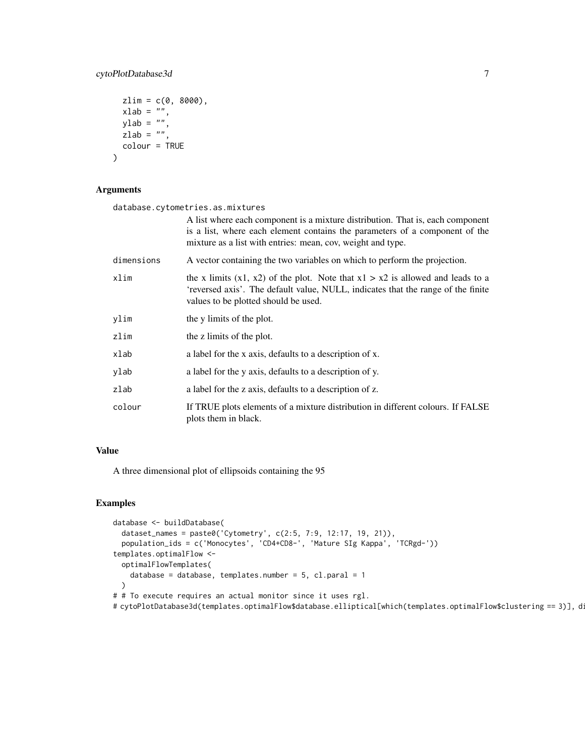```
  zlim = c(0, 8000),
  xlab = "",
  ylab = "",
  zlab = "",
  colour = TRUE
)
```

### Arguments

database.cytometries.as.mixtures
: A list where each component is a mixture distribution. That is, each component is a list, where each element contains the parameters of a component of the mixture as a list with entries: mean, cov, weight and type.

| | |
|---|---|
| dimensions | A vector containing the two variables on which to perform the projection. |
| xlim | the x limits (x1, x2) of the plot. Note that x1 > x2 is allowed and leads to a 'reversed axis'. The default value, NULL, indicates that the range of the finite values to be plotted should be used. |
| ylim | the y limits of the plot. |
| zlim | the z limits of the plot. |
| xlab | a label for the x axis, defaults to a description of x. |
| ylab | a label for the y axis, defaults to a description of y. |
| zlab | a label for the z axis, defaults to a description of z. |
| colour | If TRUE plots elements of a mixture distribution in different colours. If FALSE plots them in black. |

### Value

A three dimensional plot of ellipsoids containing the 95

### Examples

```
database <- buildDatabase(
  dataset_names = paste0('Cytometry', c(2:5, 7:9, 12:17, 19, 21)),
  population_ids = c('Monocytes', 'CD4+CD8-', 'Mature SIg Kappa', 'TCRgd-'))
templates.optimalFlow <-
  optimalFlowTemplates(
    database = database, templates.number = 5, cl.paral = 1
  )
# # To execute requires an actual monitor since it uses rgl.
# cytoPlotDatabase3d(templates.optimalFlow$database.elliptical[which(templates.optimalFlow$clustering == 3)], di
```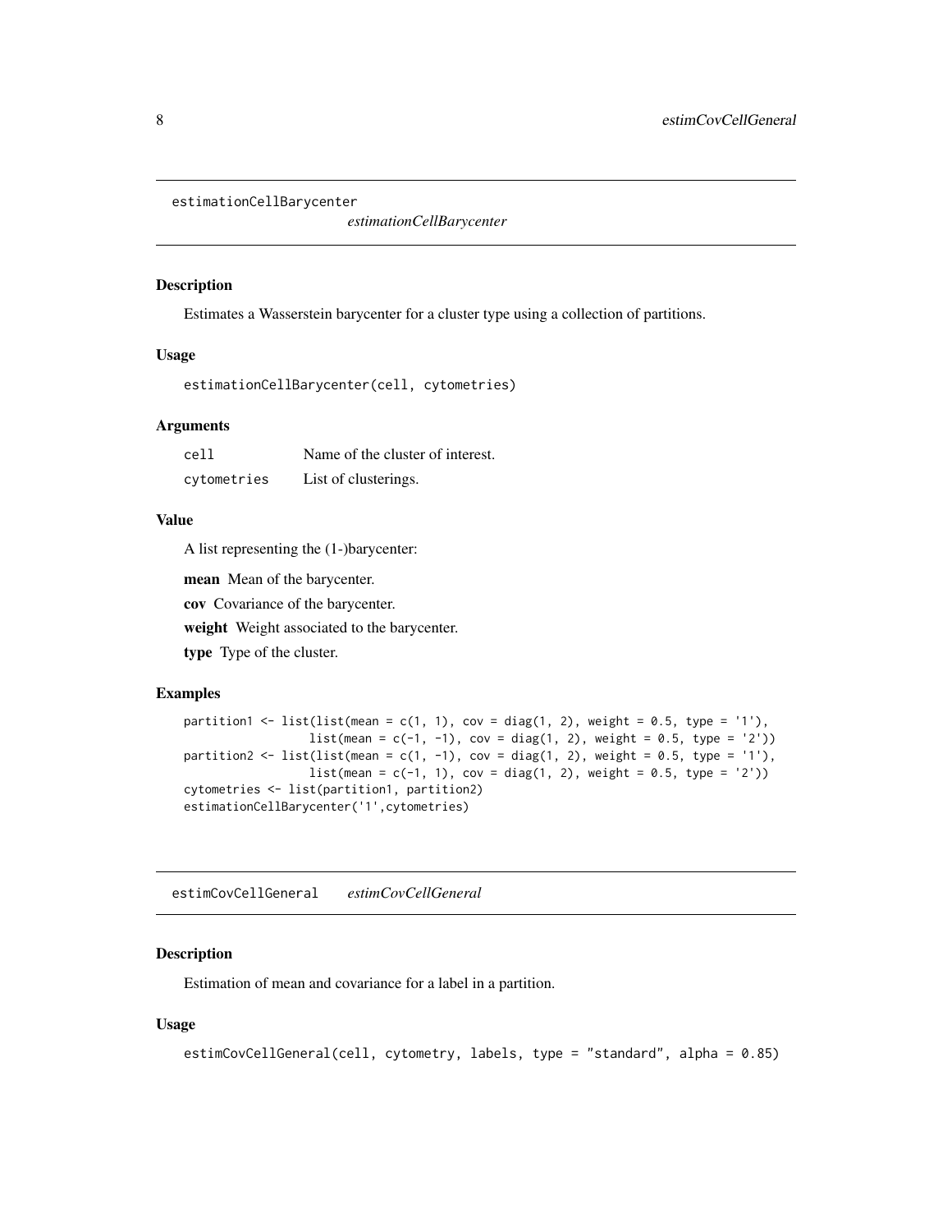## estimationCellBarycenter

*estimationCellBarycenter*

### Description

Estimates a Wasserstein barycenter for a cluster type using a collection of partitions.

### Usage

```
estimationCellBarycenter(cell, cytometries)
```

### Arguments

| | |
|---|---|
| `cell` | Name of the cluster of interest. |
| `cytometries` | List of clusterings. |

### Value

A list representing the (1-)barycenter:

**mean** Mean of the barycenter.

**cov** Covariance of the barycenter.

**weight** Weight associated to the barycenter.

**type** Type of the cluster.

### Examples

```
partition1 <- list(list(mean = c(1, 1), cov = diag(1, 2), weight = 0.5, type = '1'),
                  list(mean = c(-1, -1), cov = diag(1, 2), weight = 0.5, type = '2'))
partition2 <- list(list(mean = c(1, -1), cov = diag(1, 2), weight = 0.5, type = '1'),
                  list(mean = c(-1, 1), cov = diag(1, 2), weight = 0.5, type = '2'))
cytometries <- list(partition1, partition2)
estimationCellBarycenter('1',cytometries)
```

## estimCovCellGeneral

*estimCovCellGeneral*

### Description

Estimation of mean and covariance for a label in a partition.

### Usage

```
estimCovCellGeneral(cell, cytometry, labels, type = "standard", alpha = 0.85)
```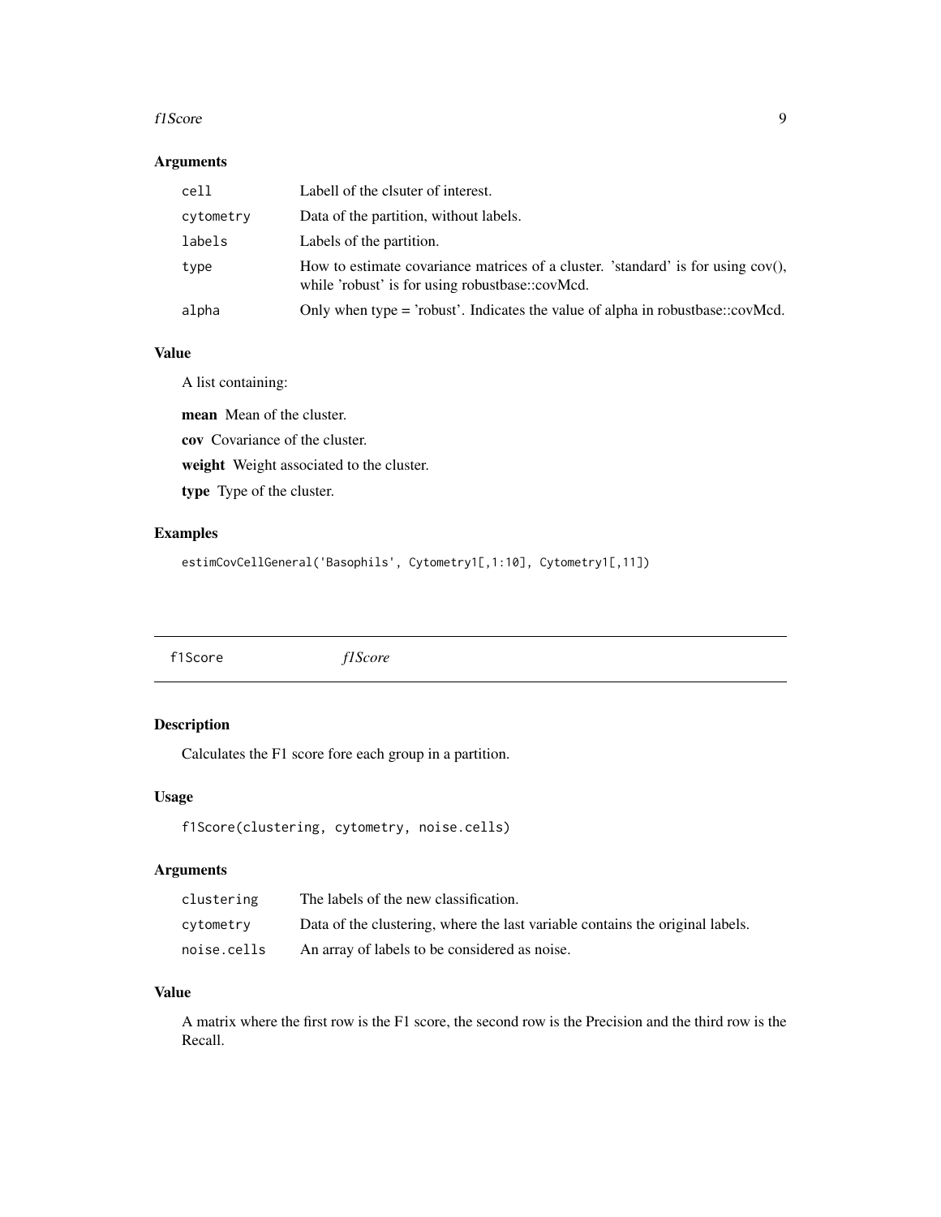### Arguments

| | |
|---|---|
| `cell` | Labell of the clsuter of interest. |
| `cytometry` | Data of the partition, without labels. |
| `labels` | Labels of the partition. |
| `type` | How to estimate covariance matrices of a cluster. 'standard' is for using cov(), while 'robust' is for using robustbase::covMcd. |
| `alpha` | Only when type = 'robust'. Indicates the value of alpha in robustbase::covMcd. |

### Value

A list containing:

**mean** Mean of the cluster.

**cov** Covariance of the cluster.

**weight** Weight associated to the cluster.

**type** Type of the cluster.

### Examples

```
estimCovCellGeneral('Basophils', Cytometry1[,1:10], Cytometry1[,11])
```

---

## f1Score *f1Score*

---

### Description

Calculates the F1 score fore each group in a partition.

### Usage

```
f1Score(clustering, cytometry, noise.cells)
```

### Arguments

| | |
|---|---|
| `clustering` | The labels of the new classification. |
| `cytometry` | Data of the clustering, where the last variable contains the original labels. |
| `noise.cells` | An array of labels to be considered as noise. |

### Value

A matrix where the first row is the F1 score, the second row is the Precision and the third row is the Recall.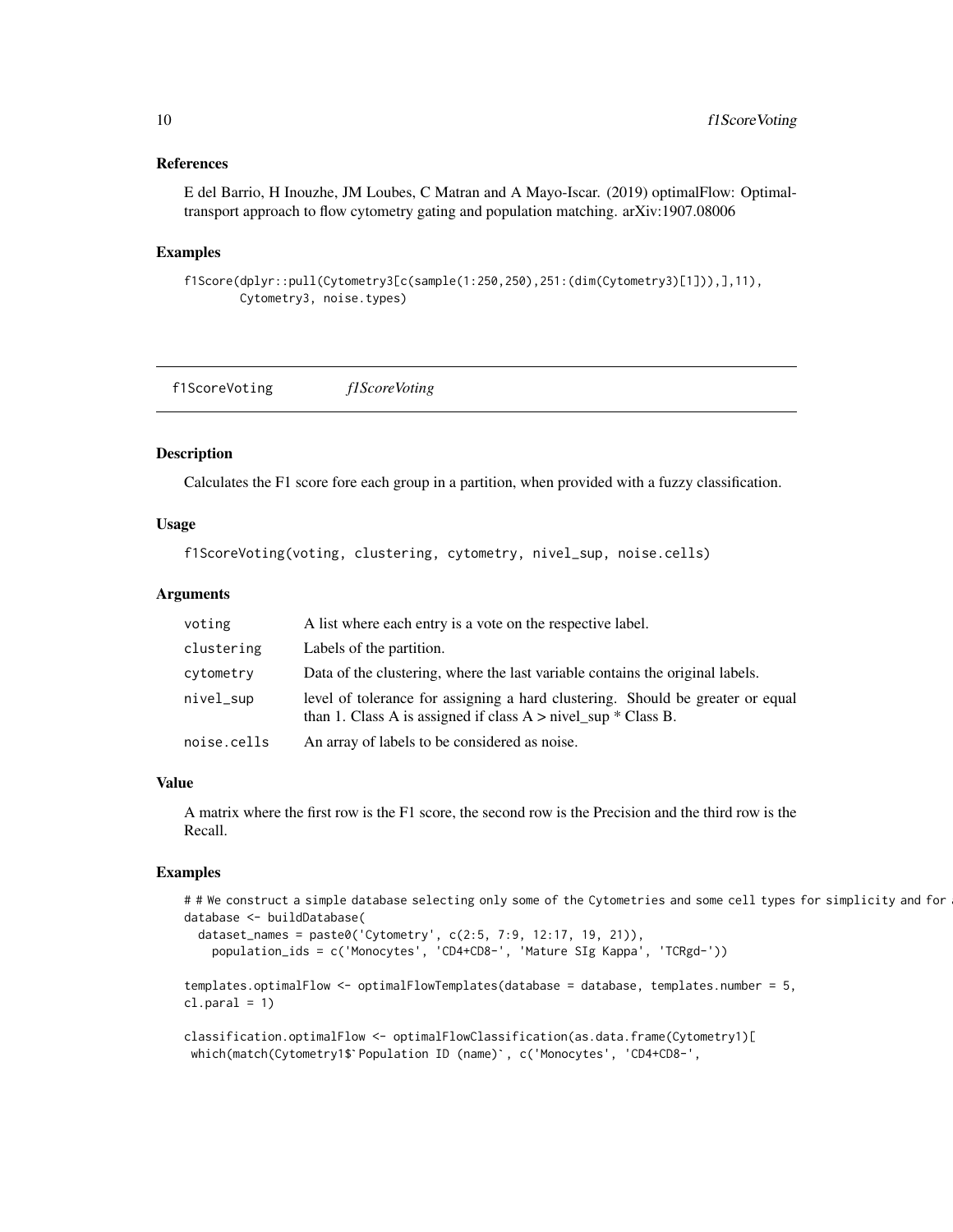### References

E del Barrio, H Inouzhe, JM Loubes, C Matran and A Mayo-Iscar. (2019) optimalFlow: Optimal-transport approach to flow cytometry gating and population matching. arXiv:1907.08006

### Examples

```
f1Score(dplyr::pull(Cytometry3[c(sample(1:250,250),251:(dim(Cytometry3)[1])),],11),
        Cytometry3, noise.types)
```

---

## f1ScoreVoting *f1ScoreVoting*

### Description

Calculates the F1 score fore each group in a partition, when provided with a fuzzy classification.

### Usage

```
f1ScoreVoting(voting, clustering, cytometry, nivel_sup, noise.cells)
```

### Arguments

| | |
|---|---|
| voting | A list where each entry is a vote on the respective label. |
| clustering | Labels of the partition. |
| cytometry | Data of the clustering, where the last variable contains the original labels. |
| nivel_sup | level of tolerance for assigning a hard clustering. Should be greater or equal than 1. Class A is assigned if class A > nivel_sup * Class B. |
| noise.cells | An array of labels to be considered as noise. |

### Value

A matrix where the first row is the F1 score, the second row is the Precision and the third row is the Recall.

### Examples

```
# # We construct a simple database selecting only some of the Cytometries and some cell types for simplicity and for a
database <- buildDatabase(
  dataset_names = paste0('Cytometry', c(2:5, 7:9, 12:17, 19, 21)),
    population_ids = c('Monocytes', 'CD4+CD8-', 'Mature SIg Kappa', 'TCRgd-'))

templates.optimalFlow <- optimalFlowTemplates(database = database, templates.number = 5,
cl.paral = 1)

classification.optimalFlow <- optimalFlowClassification(as.data.frame(Cytometry1)[
 which(match(Cytometry1$`Population ID (name)`, c('Monocytes', 'CD4+CD8-',
```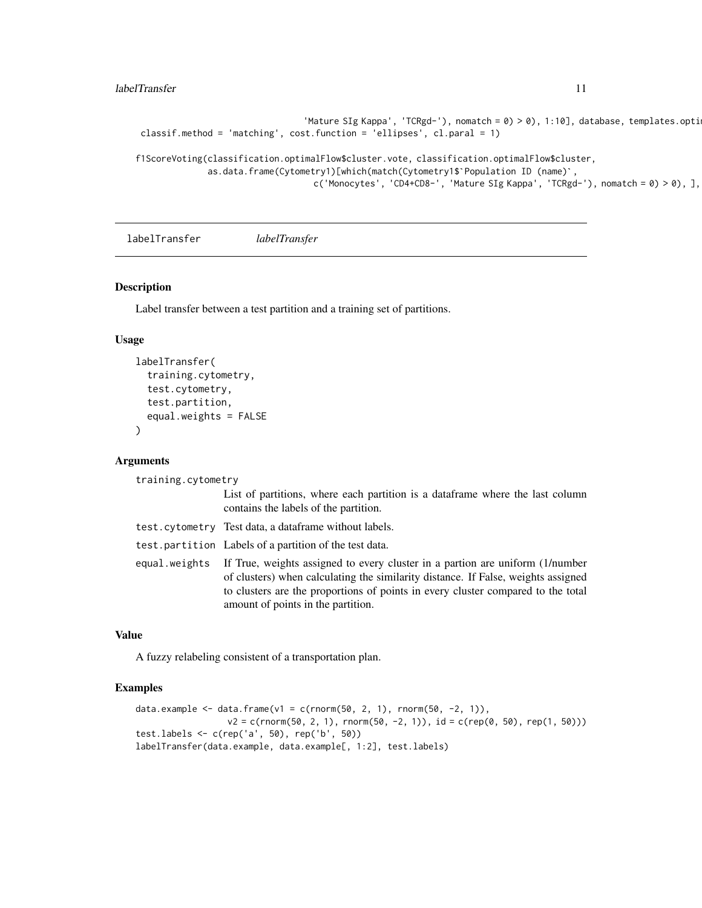```
                                'Mature SIg Kappa', 'TCRgd-'), nomatch = 0) > 0), 1:10], database, templates.opti
 classif.method = 'matching', cost.function = 'ellipses', cl.paral = 1)

f1ScoreVoting(classification.optimalFlow$cluster.vote, classification.optimalFlow$cluster,
            as.data.frame(Cytometry1)[which(match(Cytometry1$`Population ID (name)`,
                                c('Monocytes', 'CD4+CD8-', 'Mature SIg Kappa', 'TCRgd-'), nomatch = 0) > 0), ],
```

## labelTransfer *labelTransfer*

### Description

Label transfer between a test partition and a training set of partitions.

### Usage

```
labelTransfer(
  training.cytometry,
  test.cytometry,
  test.partition,
  equal.weights = FALSE
)
```

### Arguments

| | |
|---|---|
| `training.cytometry` | List of partitions, where each partition is a dataframe where the last column contains the labels of the partition. |
| `test.cytometry` | Test data, a dataframe without labels. |
| `test.partition` | Labels of a partition of the test data. |
| `equal.weights` | If True, weights assigned to every cluster in a partion are uniform (1/number of clusters) when calculating the similarity distance. If False, weights assigned to clusters are the proportions of points in every cluster compared to the total amount of points in the partition. |

### Value

A fuzzy relabeling consistent of a transportation plan.

### Examples

```
data.example <- data.frame(v1 = c(rnorm(50, 2, 1), rnorm(50, -2, 1)),
                v2 = c(rnorm(50, 2, 1), rnorm(50, -2, 1)), id = c(rep(0, 50), rep(1, 50)))
test.labels <- c(rep('a', 50), rep('b', 50))
labelTransfer(data.example, data.example[, 1:2], test.labels)
```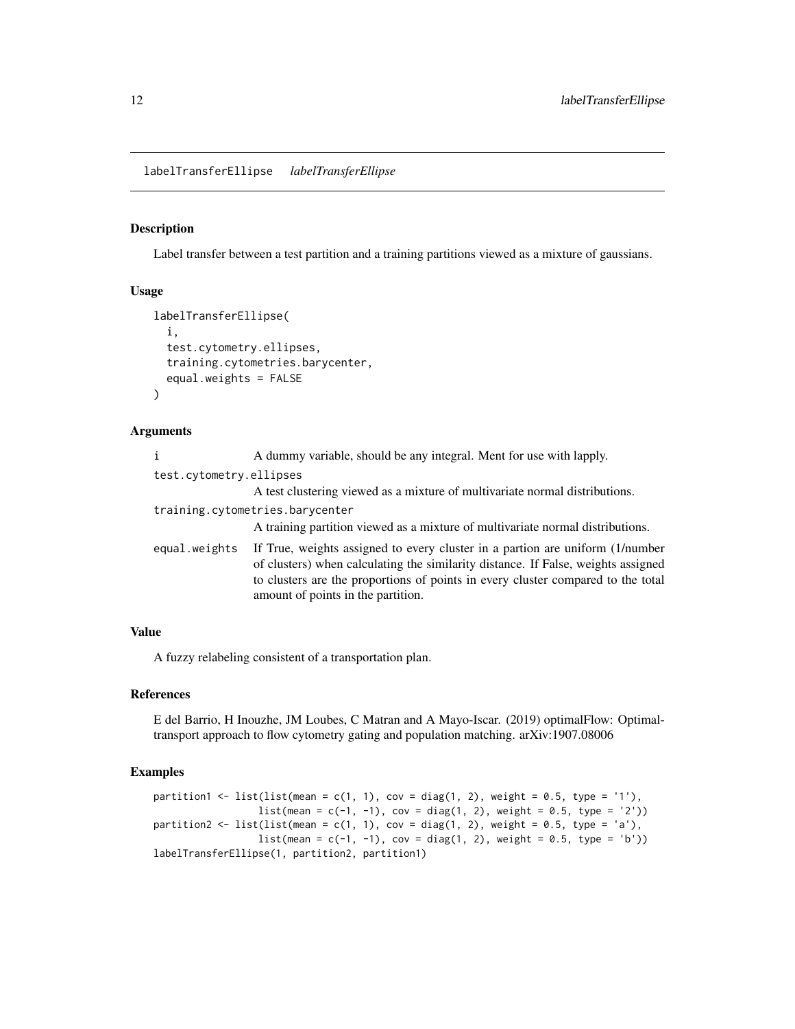# labelTransferEllipse *labelTransferEllipse*

## Description

Label transfer between a test partition and a training partitions viewed as a mixture of gaussians.

## Usage

```
labelTransferEllipse(
  i,
  test.cytometry.ellipses,
  training.cytometries.barycenter,
  equal.weights = FALSE
)
```

## Arguments

| | |
|---|---|
| `i` | A dummy variable, should be any integral. Ment for use with lapply. |
| `test.cytometry.ellipses` | A test clustering viewed as a mixture of multivariate normal distributions. |
| `training.cytometries.barycenter` | A training partition viewed as a mixture of multivariate normal distributions. |
| `equal.weights` | If True, weights assigned to every cluster in a partion are uniform (1/number of clusters) when calculating the similarity distance. If False, weights assigned to clusters are the proportions of points in every cluster compared to the total amount of points in the partition. |

## Value

A fuzzy relabeling consistent of a transportation plan.

## References

E del Barrio, H Inouzhe, JM Loubes, C Matran and A Mayo-Iscar. (2019) optimalFlow: Optimal-transport approach to flow cytometry gating and population matching. arXiv:1907.08006

## Examples

```
partition1 <- list(list(mean = c(1, 1), cov = diag(1, 2), weight = 0.5, type = '1'),
                   list(mean = c(-1, -1), cov = diag(1, 2), weight = 0.5, type = '2'))
partition2 <- list(list(mean = c(1, 1), cov = diag(1, 2), weight = 0.5, type = 'a'),
                   list(mean = c(-1, -1), cov = diag(1, 2), weight = 0.5, type = 'b'))
labelTransferEllipse(1, partition2, partition1)
```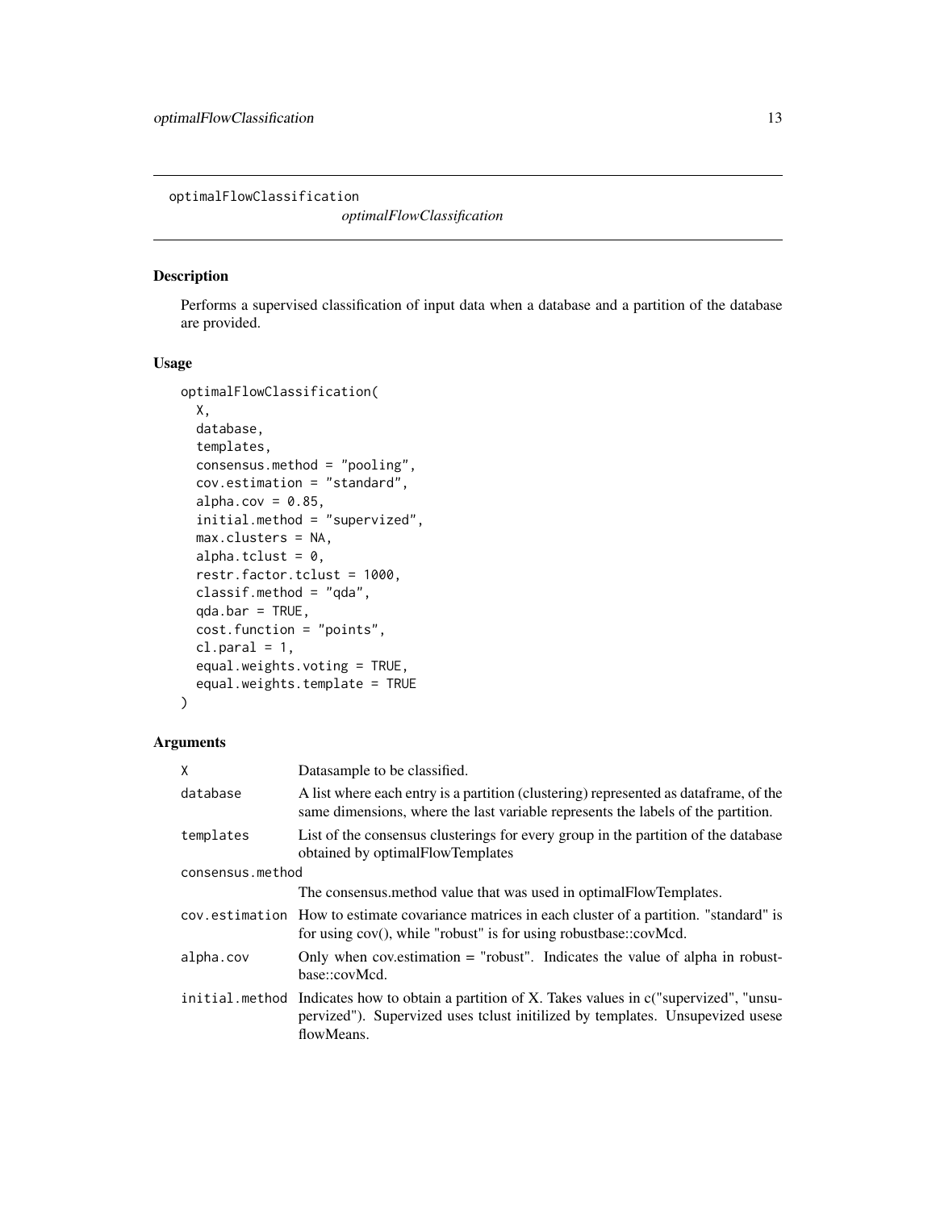# optimalFlowClassification

*optimalFlowClassification*

## Description

Performs a supervised classification of input data when a database and a partition of the database are provided.

## Usage

```
optimalFlowClassification(
  X,
  database,
  templates,
  consensus.method = "pooling",
  cov.estimation = "standard",
  alpha.cov = 0.85,
  initial.method = "supervized",
  max.clusters = NA,
  alpha.tclust = 0,
  restr.factor.tclust = 1000,
  classif.method = "qda",
  qda.bar = TRUE,
  cost.function = "points",
  cl.paral = 1,
  equal.weights.voting = TRUE,
  equal.weights.template = TRUE
)
```

## Arguments

| | |
|---|---|
| `X` | Datasample to be classified. |
| `database` | A list where each entry is a partition (clustering) represented as dataframe, of the same dimensions, where the last variable represents the labels of the partition. |
| `templates` | List of the consensus clusterings for every group in the partition of the database obtained by optimalFlowTemplates |
| `consensus.method` | The consensus.method value that was used in optimalFlowTemplates. |
| `cov.estimation` | How to estimate covariance matrices in each cluster of a partition. "standard" is for using cov(), while "robust" is for using robustbase::covMcd. |
| `alpha.cov` | Only when cov.estimation = "robust". Indicates the value of alpha in robustbase::covMcd. |
| `initial.method` | Indicates how to obtain a partition of X. Takes values in c("supervized", "unsupervized"). Supervized uses tclust initilized by templates. Unsupevized usese flowMeans. |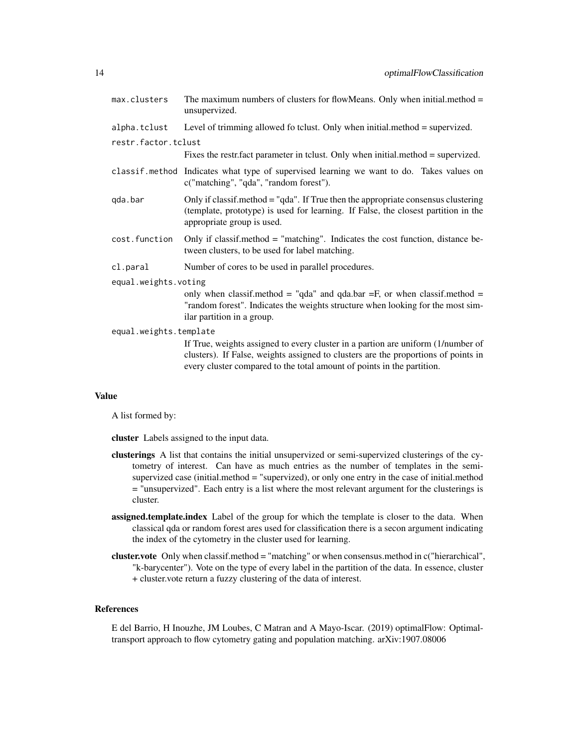`max.clusters` The maximum numbers of clusters for flowMeans. Only when initial.method = unsupervized.

`alpha.tclust` Level of trimming allowed fo tclust. Only when initial.method = supervized.

`restr.factor.tclust` Fixes the restr.fact parameter in tclust. Only when initial.method = supervized.

`classif.method` Indicates what type of supervised learning we want to do. Takes values on c("matching", "qda", "random forest").

`qda.bar` Only if classif.method = "qda". If True then the appropriate consensus clustering (template, prototype) is used for learning. If False, the closest partition in the appropriate group is used.

`cost.function` Only if classif.method = "matching". Indicates the cost function, distance between clusters, to be used for label matching.

`cl.paral` Number of cores to be used in parallel procedures.

`equal.weights.voting` only when classif.method = "qda" and qda.bar =F, or when classif.method = "random forest". Indicates the weights structure when looking for the most similar partition in a group.

`equal.weights.template` If True, weights assigned to every cluster in a partion are uniform (1/number of clusters). If False, weights assigned to clusters are the proportions of points in every cluster compared to the total amount of points in the partition.

## Value

A list formed by:

**cluster** Labels assigned to the input data.

**clusterings** A list that contains the initial unsupervized or semi-supervized clusterings of the cytometry of interest. Can have as much entries as the number of templates in the semi-supervized case (initial.method = "supervized), or only one entry in the case of initial.method = "unsupervized". Each entry is a list where the most relevant argument for the clusterings is cluster.

**assigned.template.index** Label of the group for which the template is closer to the data. When classical qda or random forest ares used for classification there is a secon argument indicating the index of the cytometry in the cluster used for learning.

**cluster.vote** Only when classif.method = "matching" or when consensus.method in c("hierarchical", "k-barycenter"). Vote on the type of every label in the partition of the data. In essence, cluster + cluster.vote return a fuzzy clustering of the data of interest.

## References

E del Barrio, H Inouzhe, JM Loubes, C Matran and A Mayo-Iscar. (2019) optimalFlow: Optimal-transport approach to flow cytometry gating and population matching. arXiv:1907.08006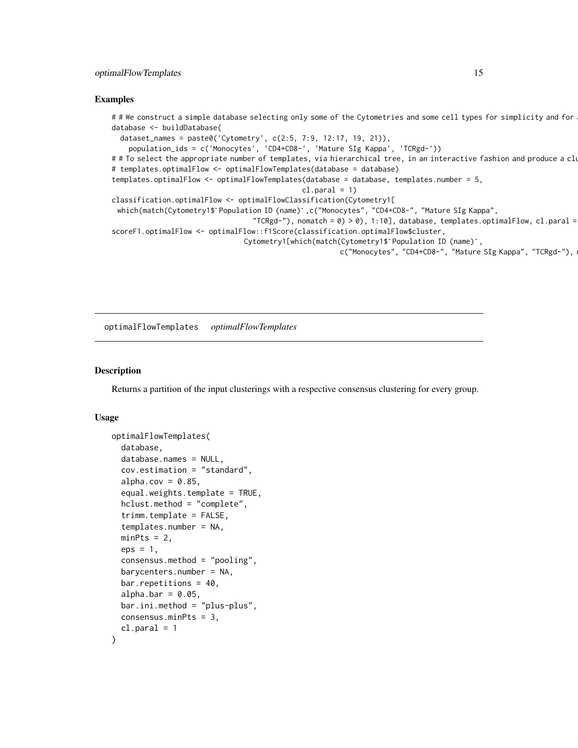### Examples

```
# # We construct a simple database selecting only some of the Cytometries and some cell types for simplicity and for a
database <- buildDatabase(
  dataset_names = paste0('Cytometry', c(2:5, 7:9, 12:17, 19, 21)),
    population_ids = c('Monocytes', 'CD4+CD8-', 'Mature SIg Kappa', 'TCRgd-'))
# # To select the appropriate number of templates, via hierarchical tree, in an interactive fashion and produce a clu
# templates.optimalFlow <- optimalFlowTemplates(database = database)
templates.optimalFlow <- optimalFlowTemplates(database = database, templates.number = 5,
                                              cl.paral = 1)
classification.optimalFlow <- optimalFlowClassification(Cytometry1[
 which(match(Cytometry1$`Population ID (name)`,c("Monocytes", "CD4+CD8-", "Mature SIg Kappa",
                                  "TCRgd-"), nomatch = 0) > 0), 1:10], database, templates.optimalFlow, cl.paral =
scoreF1.optimalFlow <- optimalFlow::f1Score(classification.optimalFlow$cluster,
                                Cytometry1[which(match(Cytometry1$`Population ID (name)`,
                                                       c("Monocytes", "CD4+CD8-", "Mature SIg Kappa", "TCRgd-"), n
```

## optimalFlowTemplates *optimalFlowTemplates*

### Description

Returns a partition of the input clusterings with a respective consensus clustering for every group.

### Usage

```
optimalFlowTemplates(
  database,
  database.names = NULL,
  cov.estimation = "standard",
  alpha.cov = 0.85,
  equal.weights.template = TRUE,
  hclust.method = "complete",
  trimm.template = FALSE,
  templates.number = NA,
  minPts = 2,
  eps = 1,
  consensus.method = "pooling",
  barycenters.number = NA,
  bar.repetitions = 40,
  alpha.bar = 0.05,
  bar.ini.method = "plus-plus",
  consensus.minPts = 3,
  cl.paral = 1
)
```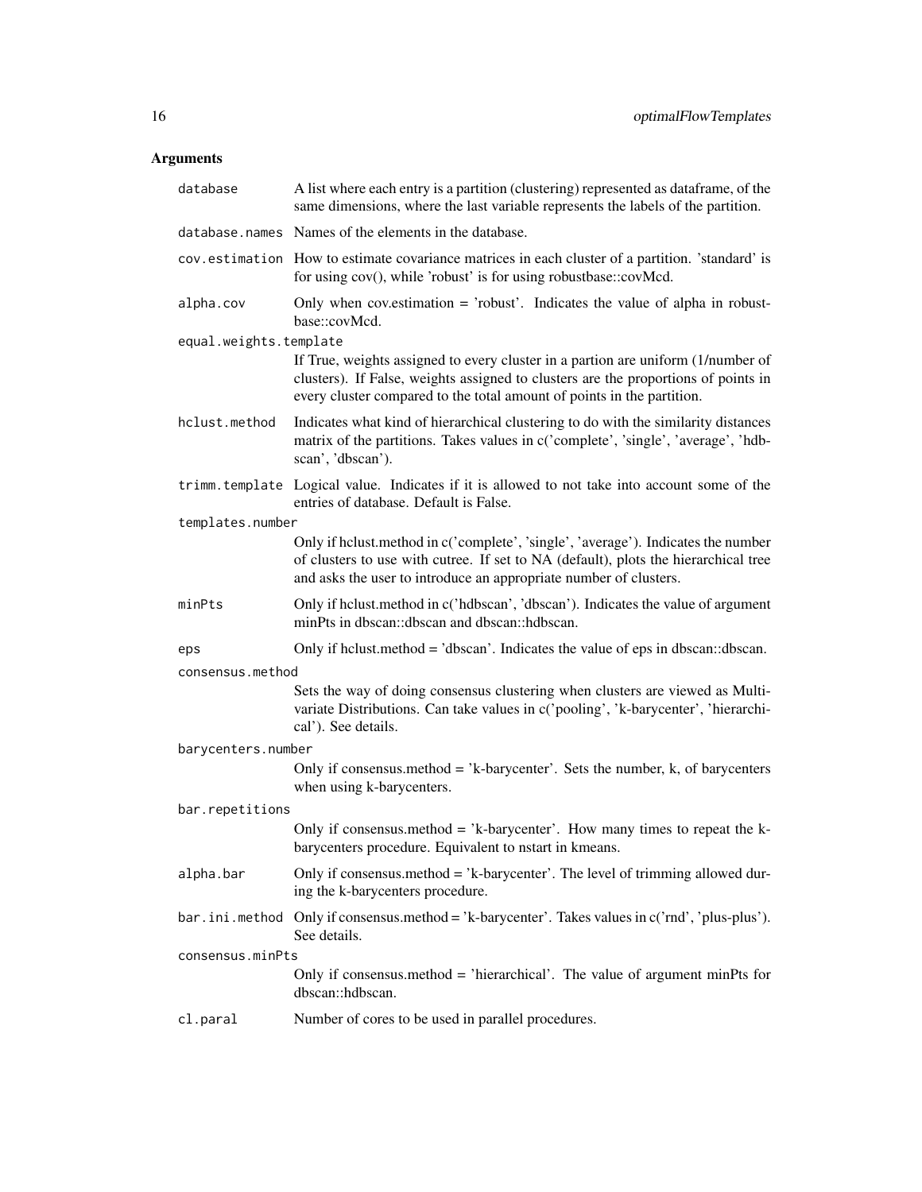## Arguments

| | |
|---|---|
| `database` | A list where each entry is a partition (clustering) represented as dataframe, of the same dimensions, where the last variable represents the labels of the partition. |
| `database.names` | Names of the elements in the database. |
| `cov.estimation` | How to estimate covariance matrices in each cluster of a partition. 'standard' is for using cov(), while 'robust' is for using robustbase::covMcd. |
| `alpha.cov` | Only when cov.estimation = 'robust'. Indicates the value of alpha in robustbase::covMcd. |
| `equal.weights.template` | If True, weights assigned to every cluster in a partion are uniform (1/number of clusters). If False, weights assigned to clusters are the proportions of points in every cluster compared to the total amount of points in the partition. |
| `hclust.method` | Indicates what kind of hierarchical clustering to do with the similarity distances matrix of the partitions. Takes values in c('complete', 'single', 'average', 'hdbscan', 'dbscan'). |
| `trimm.template` | Logical value. Indicates if it is allowed to not take into account some of the entries of database. Default is False. |
| `templates.number` | Only if hclust.method in c('complete', 'single', 'average'). Indicates the number of clusters to use with cutree. If set to NA (default), plots the hierarchical tree and asks the user to introduce an appropriate number of clusters. |
| `minPts` | Only if hclust.method in c('hdbscan', 'dbscan'). Indicates the value of argument minPts in dbscan::dbscan and dbscan::hdbscan. |
| `eps` | Only if hclust.method = 'dbscan'. Indicates the value of eps in dbscan::dbscan. |
| `consensus.method` | Sets the way of doing consensus clustering when clusters are viewed as Multivariate Distributions. Can take values in c('pooling', 'k-barycenter', 'hierarchical'). See details. |
| `barycenters.number` | Only if consensus.method = 'k-barycenter'. Sets the number, k, of barycenters when using k-barycenters. |
| `bar.repetitions` | Only if consensus.method = 'k-barycenter'. How many times to repeat the k-barycenters procedure. Equivalent to nstart in kmeans. |
| `alpha.bar` | Only if consensus.method = 'k-barycenter'. The level of trimming allowed during the k-barycenters procedure. |
| `bar.ini.method` | Only if consensus.method = 'k-barycenter'. Takes values in c('rnd', 'plus-plus'). See details. |
| `consensus.minPts` | Only if consensus.method = 'hierarchical'. The value of argument minPts for dbscan::hdbscan. |
| `cl.paral` | Number of cores to be used in parallel procedures. |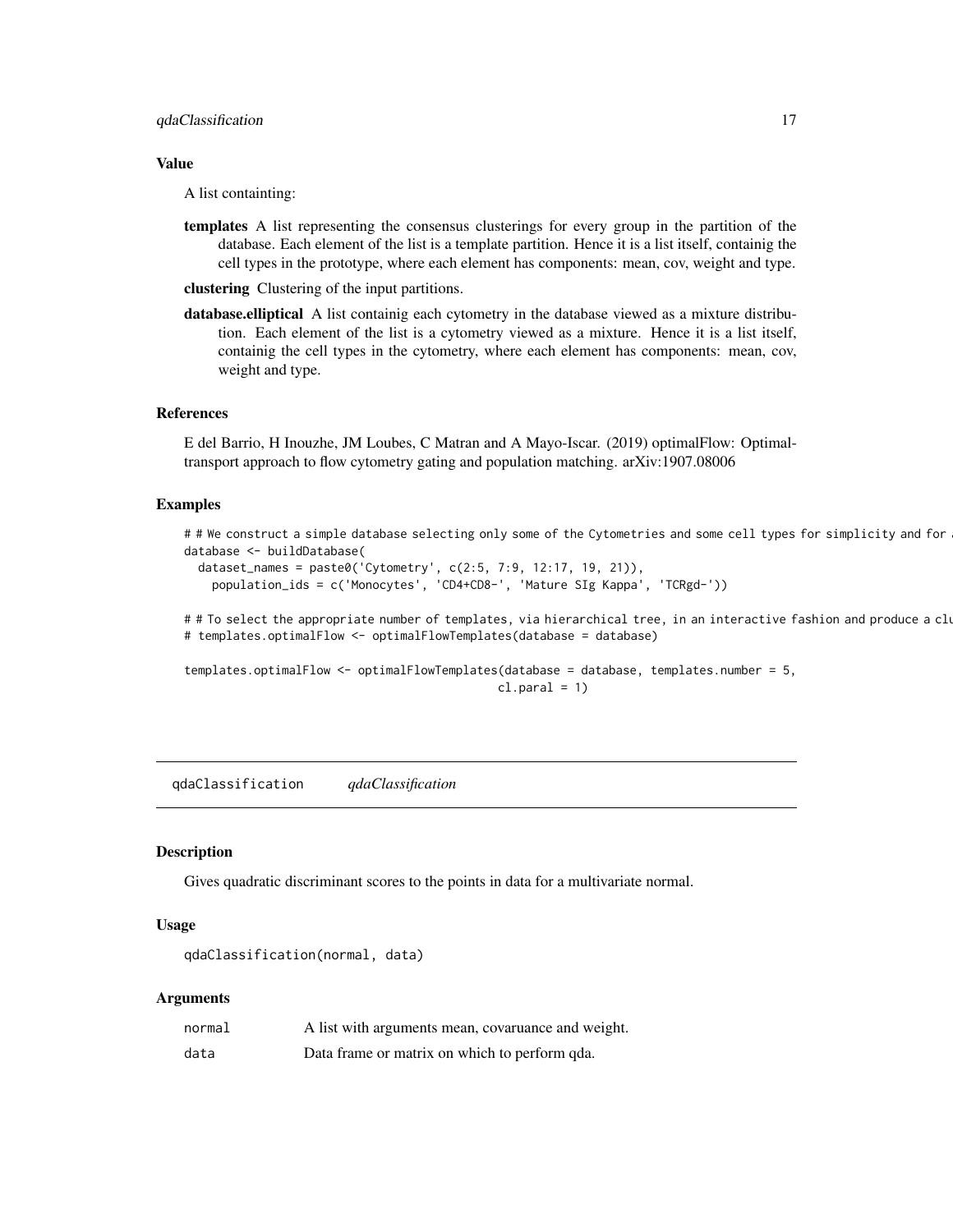## Value

A list containting:

**templates** A list representing the consensus clusterings for every group in the partition of the database. Each element of the list is a template partition. Hence it is a list itself, containig the cell types in the prototype, where each element has components: mean, cov, weight and type.

**clustering** Clustering of the input partitions.

**database.elliptical** A list containig each cytometry in the database viewed as a mixture distribution. Each element of the list is a cytometry viewed as a mixture. Hence it is a list itself, containig the cell types in the cytometry, where each element has components: mean, cov, weight and type.

## References

E del Barrio, H Inouzhe, JM Loubes, C Matran and A Mayo-Iscar. (2019) optimalFlow: Optimal-transport approach to flow cytometry gating and population matching. arXiv:1907.08006

## Examples

```
# # We construct a simple database selecting only some of the Cytometries and some cell types for simplicity and for a
database <- buildDatabase(
  dataset_names = paste0('Cytometry', c(2:5, 7:9, 12:17, 19, 21)),
    population_ids = c('Monocytes', 'CD4+CD8-', 'Mature SIg Kappa', 'TCRgd-'))

# # To select the appropriate number of templates, via hierarchical tree, in an interactive fashion and produce a clu
# templates.optimalFlow <- optimalFlowTemplates(database = database)

templates.optimalFlow <- optimalFlowTemplates(database = database, templates.number = 5,
                                              cl.paral = 1)
```

---

# qdaClassification *qdaClassification*

## Description

Gives quadratic discriminant scores to the points in data for a multivariate normal.

## Usage

```
qdaClassification(normal, data)
```

## Arguments

| | |
|---|---|
| normal | A list with arguments mean, covaruance and weight. |
| data | Data frame or matrix on which to perform qda. |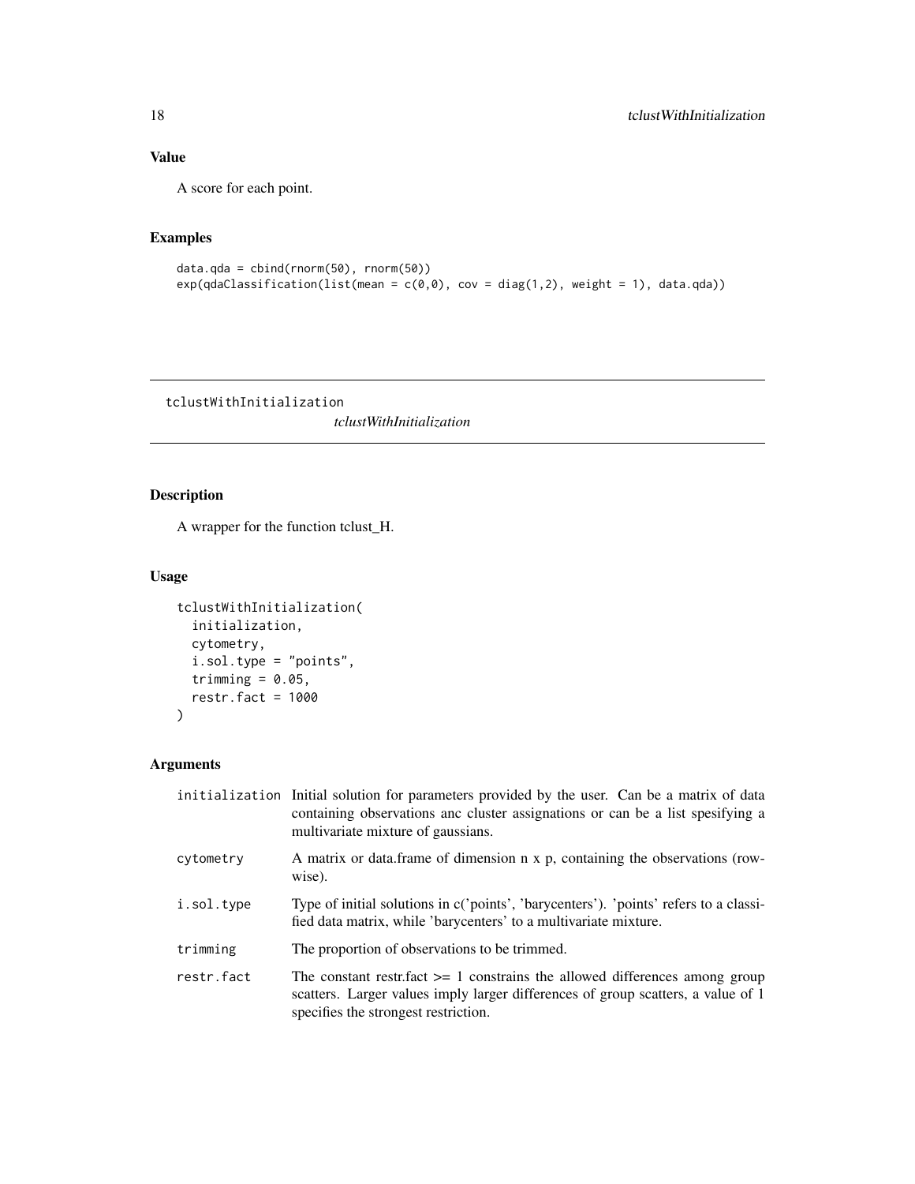## Value

A score for each point.

## Examples

```
data.qda = cbind(rnorm(50), rnorm(50))
exp(qdaClassification(list(mean = c(0,0), cov = diag(1,2), weight = 1), data.qda))
```

---

# tclustWithInitialization

*tclustWithInitialization*

---

## Description

A wrapper for the function tclust_H.

## Usage

```
tclustWithInitialization(
  initialization,
  cytometry,
  i.sol.type = "points",
  trimming = 0.05,
  restr.fact = 1000
)
```

## Arguments

| | |
|---|---|
| initialization | Initial solution for parameters provided by the user. Can be a matrix of data containing observations anc cluster assignations or can be a list spesifying a multivariate mixture of gaussians. |
| cytometry | A matrix or data.frame of dimension n x p, containing the observations (row-wise). |
| i.sol.type | Type of initial solutions in c('points', 'barycenters'). 'points' refers to a classified data matrix, while 'barycenters' to a multivariate mixture. |
| trimming | The proportion of observations to be trimmed. |
| restr.fact | The constant restr.fact >= 1 constrains the allowed differences among group scatters. Larger values imply larger differences of group scatters, a value of 1 specifies the strongest restriction. |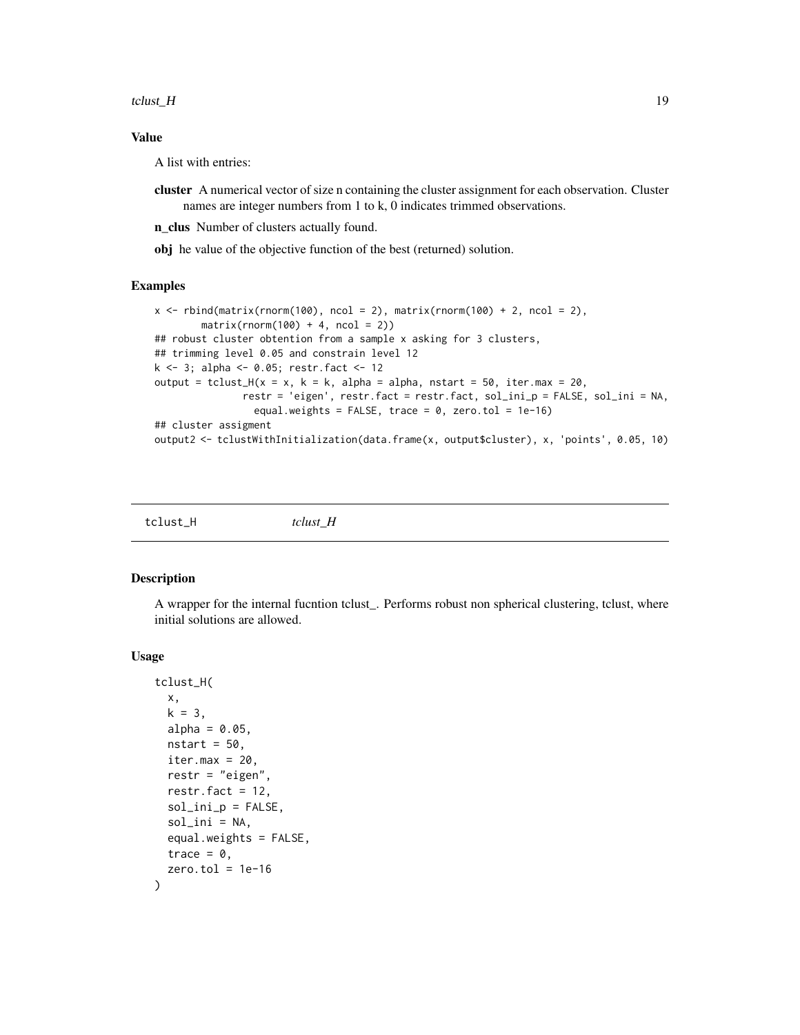### Value

A list with entries:

**cluster** A numerical vector of size n containing the cluster assignment for each observation. Cluster names are integer numbers from 1 to k, 0 indicates trimmed observations.

**n_clus** Number of clusters actually found.

**obj** he value of the objective function of the best (returned) solution.

### Examples

```
x <- rbind(matrix(rnorm(100), ncol = 2), matrix(rnorm(100) + 2, ncol = 2),
        matrix(rnorm(100) + 4, ncol = 2))
## robust cluster obtention from a sample x asking for 3 clusters,
## trimming level 0.05 and constrain level 12
k <- 3; alpha <- 0.05; restr.fact <- 12
output = tclust_H(x = x, k = k, alpha = alpha, nstart = 50, iter.max = 20,
               restr = 'eigen', restr.fact = restr.fact, sol_ini_p = FALSE, sol_ini = NA,
                 equal.weights = FALSE, trace = 0, zero.tol = 1e-16)
## cluster assigment
output2 <- tclustWithInitialization(data.frame(x, output$cluster), x, 'points', 0.05, 10)
```

---

## tclust_H &nbsp;&nbsp;&nbsp;&nbsp;&nbsp; *tclust_H*

### Description

A wrapper for the internal fucntion tclust_. Performs robust non spherical clustering, tclust, where initial solutions are allowed.

### Usage

```
tclust_H(
  x,
  k = 3,
  alpha = 0.05,
  nstart = 50,
  iter.max = 20,
  restr = "eigen",
  restr.fact = 12,
  sol_ini_p = FALSE,
  sol_ini = NA,
  equal.weights = FALSE,
  trace = 0,
  zero.tol = 1e-16
)
```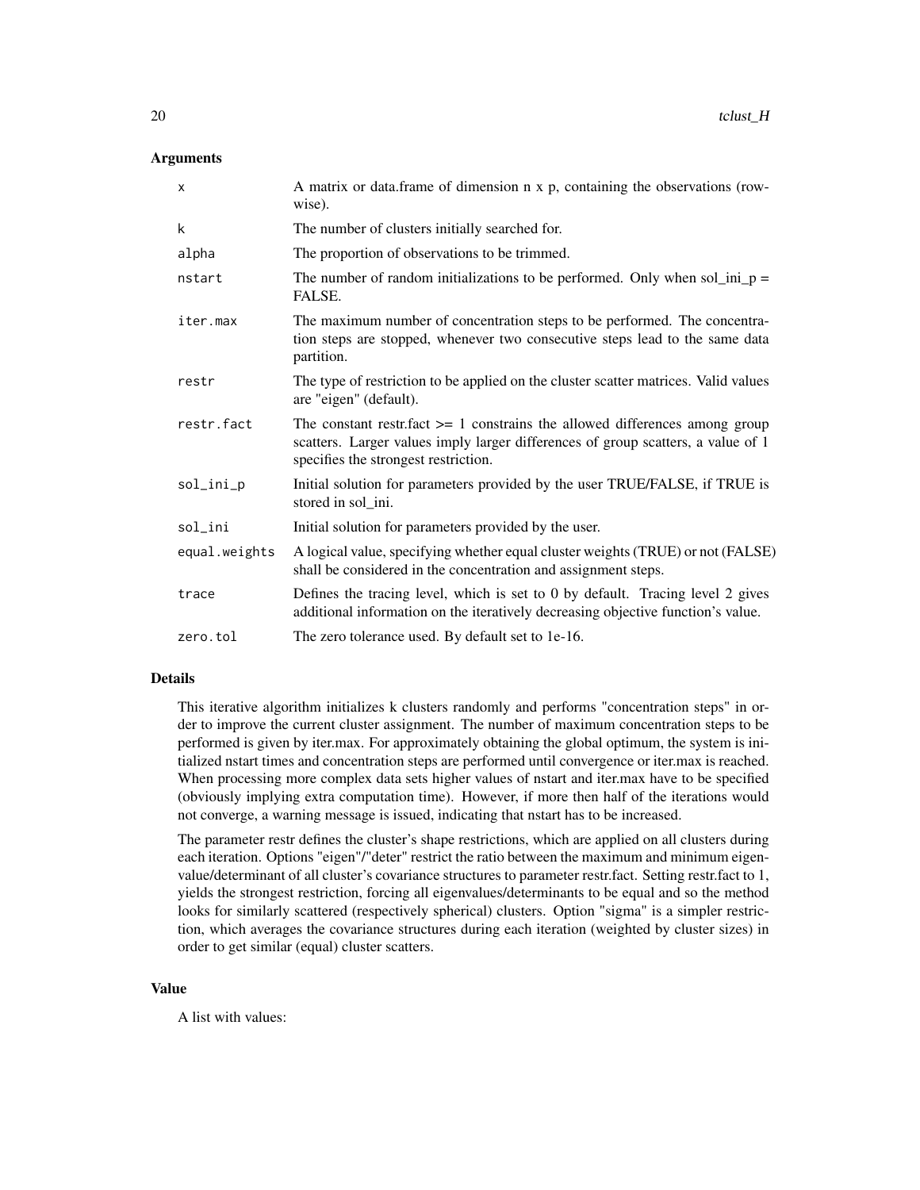### Arguments

| | |
|---|---|
| `x` | A matrix or data.frame of dimension n x p, containing the observations (row-wise). |
| `k` | The number of clusters initially searched for. |
| `alpha` | The proportion of observations to be trimmed. |
| `nstart` | The number of random initializations to be performed. Only when sol_ini_p = FALSE. |
| `iter.max` | The maximum number of concentration steps to be performed. The concentration steps are stopped, whenever two consecutive steps lead to the same data partition. |
| `restr` | The type of restriction to be applied on the cluster scatter matrices. Valid values are "eigen" (default). |
| `restr.fact` | The constant restr.fact >= 1 constrains the allowed differences among group scatters. Larger values imply larger differences of group scatters, a value of 1 specifies the strongest restriction. |
| `sol_ini_p` | Initial solution for parameters provided by the user TRUE/FALSE, if TRUE is stored in sol_ini. |
| `sol_ini` | Initial solution for parameters provided by the user. |
| `equal.weights` | A logical value, specifying whether equal cluster weights (TRUE) or not (FALSE) shall be considered in the concentration and assignment steps. |
| `trace` | Defines the tracing level, which is set to 0 by default. Tracing level 2 gives additional information on the iteratively decreasing objective function's value. |
| `zero.tol` | The zero tolerance used. By default set to 1e-16. |

### Details

This iterative algorithm initializes k clusters randomly and performs "concentration steps" in order to improve the current cluster assignment. The number of maximum concentration steps to be performed is given by iter.max. For approximately obtaining the global optimum, the system is initialized nstart times and concentration steps are performed until convergence or iter.max is reached. When processing more complex data sets higher values of nstart and iter.max have to be specified (obviously implying extra computation time). However, if more then half of the iterations would not converge, a warning message is issued, indicating that nstart has to be increased.

The parameter restr defines the cluster's shape restrictions, which are applied on all clusters during each iteration. Options "eigen"/"deter" restrict the ratio between the maximum and minimum eigenvalue/determinant of all cluster's covariance structures to parameter restr.fact. Setting restr.fact to 1, yields the strongest restriction, forcing all eigenvalues/determinants to be equal and so the method looks for similarly scattered (respectively spherical) clusters. Option "sigma" is a simpler restriction, which averages the covariance structures during each iteration (weighted by cluster sizes) in order to get similar (equal) cluster scatters.

### Value

A list with values: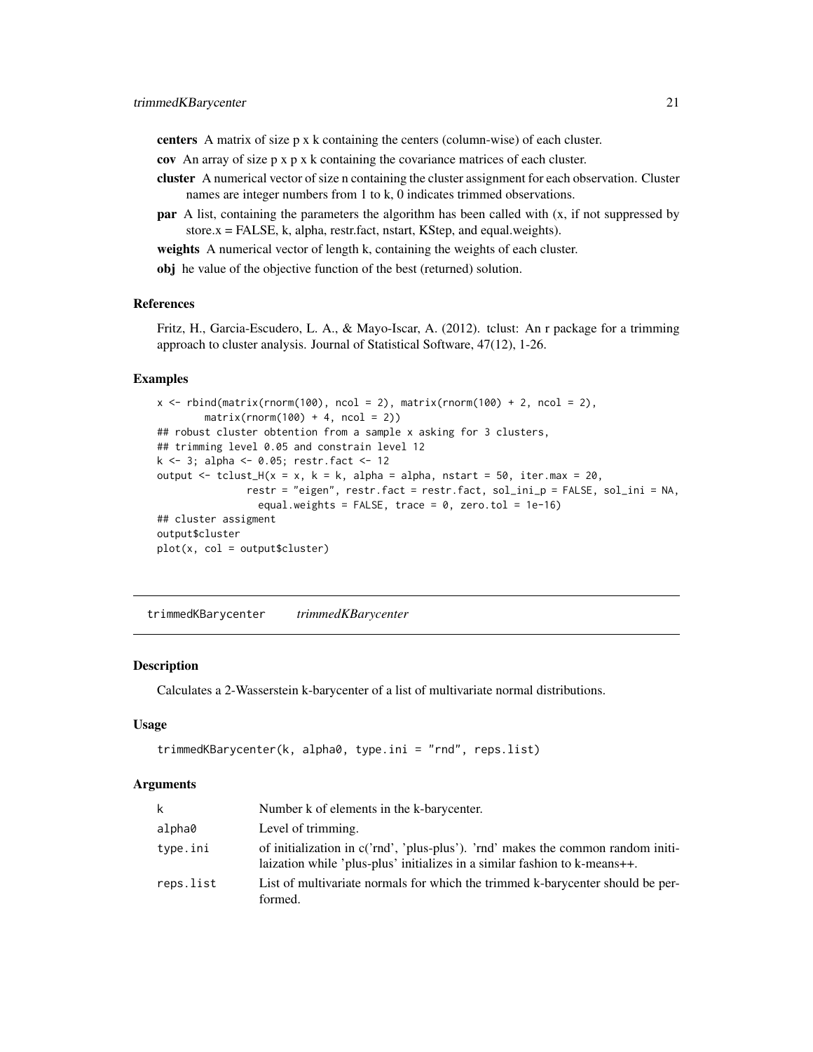**centers** A matrix of size p x k containing the centers (column-wise) of each cluster.

**cov** An array of size p x p x k containing the covariance matrices of each cluster.

**cluster** A numerical vector of size n containing the cluster assignment for each observation. Cluster names are integer numbers from 1 to k, 0 indicates trimmed observations.

**par** A list, containing the parameters the algorithm has been called with (x, if not suppressed by store.x = FALSE, k, alpha, restr.fact, nstart, KStep, and equal.weights).

**weights** A numerical vector of length k, containing the weights of each cluster.

**obj** he value of the objective function of the best (returned) solution.

### References

Fritz, H., Garcia-Escudero, L. A., & Mayo-Iscar, A. (2012). tclust: An r package for a trimming approach to cluster analysis. Journal of Statistical Software, 47(12), 1-26.

### Examples

```
x <- rbind(matrix(rnorm(100), ncol = 2), matrix(rnorm(100) + 2, ncol = 2),
       matrix(rnorm(100) + 4, ncol = 2))
## robust cluster obtention from a sample x asking for 3 clusters,
## trimming level 0.05 and constrain level 12
k <- 3; alpha <- 0.05; restr.fact <- 12
output <- tclust_H(x = x, k = k, alpha = alpha, nstart = 50, iter.max = 20,
              restr = "eigen", restr.fact = restr.fact, sol_ini_p = FALSE, sol_ini = NA,
                equal.weights = FALSE, trace = 0, zero.tol = 1e-16)
## cluster assigment
output$cluster
plot(x, col = output$cluster)
```

---

## trimmedKBarycenter *trimmedKBarycenter*

### Description

Calculates a 2-Wasserstein k-barycenter of a list of multivariate normal distributions.

### Usage

```
trimmedKBarycenter(k, alpha0, type.ini = "rnd", reps.list)
```

### Arguments

| | |
|---|---|
| k | Number k of elements in the k-barycenter. |
| alpha0 | Level of trimming. |
| type.ini | of initialization in c('rnd', 'plus-plus'). 'rnd' makes the common random initilaization while 'plus-plus' initializes in a similar fashion to k-means++. |
| reps.list | List of multivariate normals for which the trimmed k-barycenter should be performed. |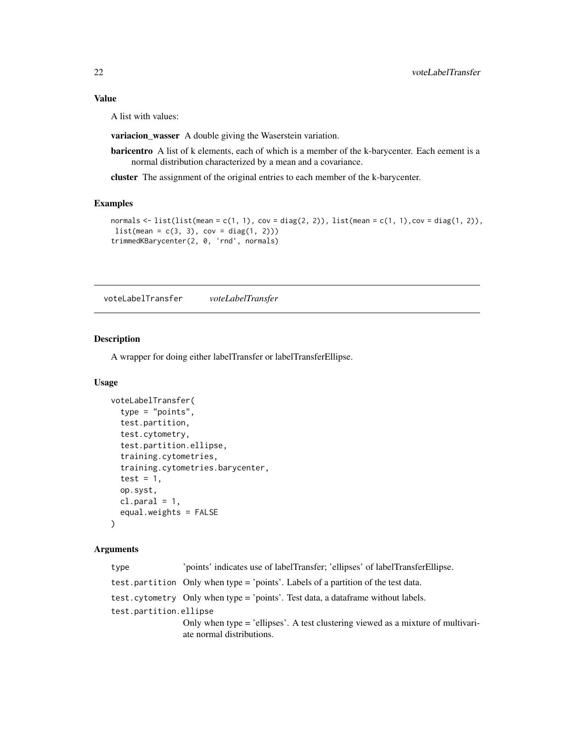### Value

A list with values:

**variacion_wasser** A double giving the Waserstein variation.

**baricentro** A list of k elements, each of which is a member of the k-barycenter. Each eement is a normal distribution characterized by a mean and a covariance.

**cluster** The assignment of the original entries to each member of the k-barycenter.

### Examples

```
normals <- list(list(mean = c(1, 1), cov = diag(2, 2)), list(mean = c(1, 1),cov = diag(1, 2)),
 list(mean = c(3, 3), cov = diag(1, 2)))
trimmedKBarycenter(2, 0, 'rnd', normals)
```

---

## voteLabelTransfer    *voteLabelTransfer*

### Description

A wrapper for doing either labelTransfer or labelTransferEllipse.

### Usage

```
voteLabelTransfer(
  type = "points",
  test.partition,
  test.cytometry,
  test.partition.ellipse,
  training.cytometries,
  training.cytometries.barycenter,
  test = 1,
  op.syst,
  cl.paral = 1,
  equal.weights = FALSE
)
```

### Arguments

`type` 'points' indicates use of labelTransfer; 'ellipses' of labelTransferEllipse.

`test.partition` Only when type = 'points'. Labels of a partition of the test data.

`test.cytometry` Only when type = 'points'. Test data, a dataframe without labels.

`test.partition.ellipse` Only when type = 'ellipses'. A test clustering viewed as a mixture of multivariate normal distributions.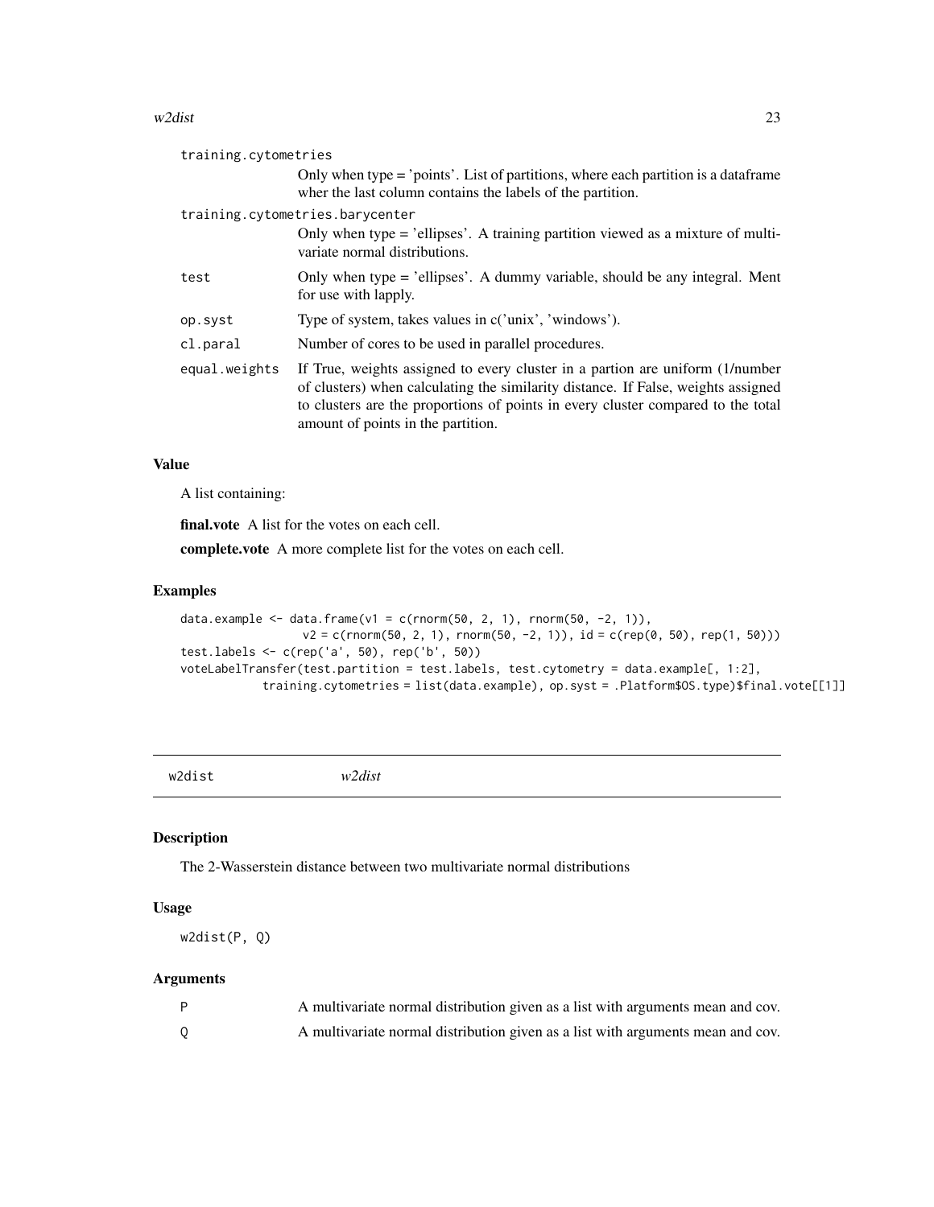| | |
|---|---|
| training.cytometries | Only when type = 'points'. List of partitions, where each partition is a dataframe wher the last column contains the labels of the partition. |
| training.cytometries.barycenter | Only when type = 'ellipses'. A training partition viewed as a mixture of multivariate normal distributions. |
| test | Only when type = 'ellipses'. A dummy variable, should be any integral. Ment for use with lapply. |
| op.syst | Type of system, takes values in c('unix', 'windows'). |
| cl.paral | Number of cores to be used in parallel procedures. |
| equal.weights | If True, weights assigned to every cluster in a partion are uniform (1/number of clusters) when calculating the similarity distance. If False, weights assigned to clusters are the proportions of points in every cluster compared to the total amount of points in the partition. |

### Value

A list containing:

**final.vote** A list for the votes on each cell.

**complete.vote** A more complete list for the votes on each cell.

### Examples

```
data.example <- data.frame(v1 = c(rnorm(50, 2, 1), rnorm(50, -2, 1)),
                  v2 = c(rnorm(50, 2, 1), rnorm(50, -2, 1)), id = c(rep(0, 50), rep(1, 50)))
test.labels <- c(rep('a', 50), rep('b', 50))
voteLabelTransfer(test.partition = test.labels, test.cytometry = data.example[, 1:2],
            training.cytometries = list(data.example), op.syst = .Platform$OS.type)$final.vote[[1]]
```

---

## w2dist &nbsp;&nbsp;&nbsp;&nbsp; *w2dist*

### Description

The 2-Wasserstein distance between two multivariate normal distributions

### Usage

```
w2dist(P, Q)
```

### Arguments

| | |
|---|---|
| P | A multivariate normal distribution given as a list with arguments mean and cov. |
| Q | A multivariate normal distribution given as a list with arguments mean and cov. |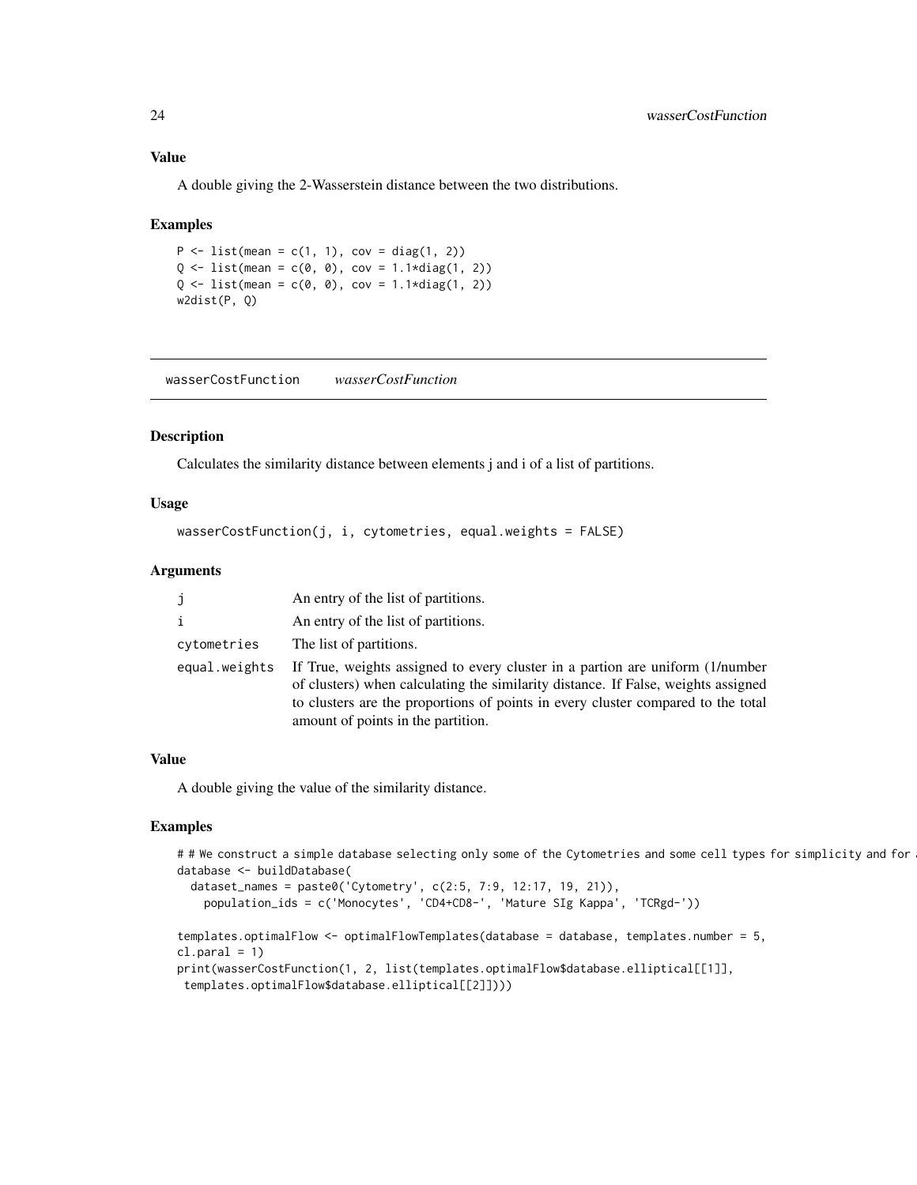### Value

A double giving the 2-Wasserstein distance between the two distributions.

### Examples

```
P <- list(mean = c(1, 1), cov = diag(1, 2))
Q <- list(mean = c(0, 0), cov = 1.1*diag(1, 2))
Q <- list(mean = c(0, 0), cov = 1.1*diag(1, 2))
w2dist(P, Q)
```

---

## wasserCostFunction *wasserCostFunction*

---

### Description

Calculates the similarity distance between elements j and i of a list of partitions.

### Usage

```
wasserCostFunction(j, i, cytometries, equal.weights = FALSE)
```

### Arguments

| | |
|---|---|
| j | An entry of the list of partitions. |
| i | An entry of the list of partitions. |
| cytometries | The list of partitions. |
| equal.weights | If True, weights assigned to every cluster in a partion are uniform (1/number of clusters) when calculating the similarity distance. If False, weights assigned to clusters are the proportions of points in every cluster compared to the total amount of points in the partition. |

### Value

A double giving the value of the similarity distance.

### Examples

```
# # We construct a simple database selecting only some of the Cytometries and some cell types for simplicity and for a
database <- buildDatabase(
  dataset_names = paste0('Cytometry', c(2:5, 7:9, 12:17, 19, 21)),
    population_ids = c('Monocytes', 'CD4+CD8-', 'Mature SIg Kappa', 'TCRgd-'))

templates.optimalFlow <- optimalFlowTemplates(database = database, templates.number = 5,
cl.paral = 1)
print(wasserCostFunction(1, 2, list(templates.optimalFlow$database.elliptical[[1]],
 templates.optimalFlow$database.elliptical[[2]])))
```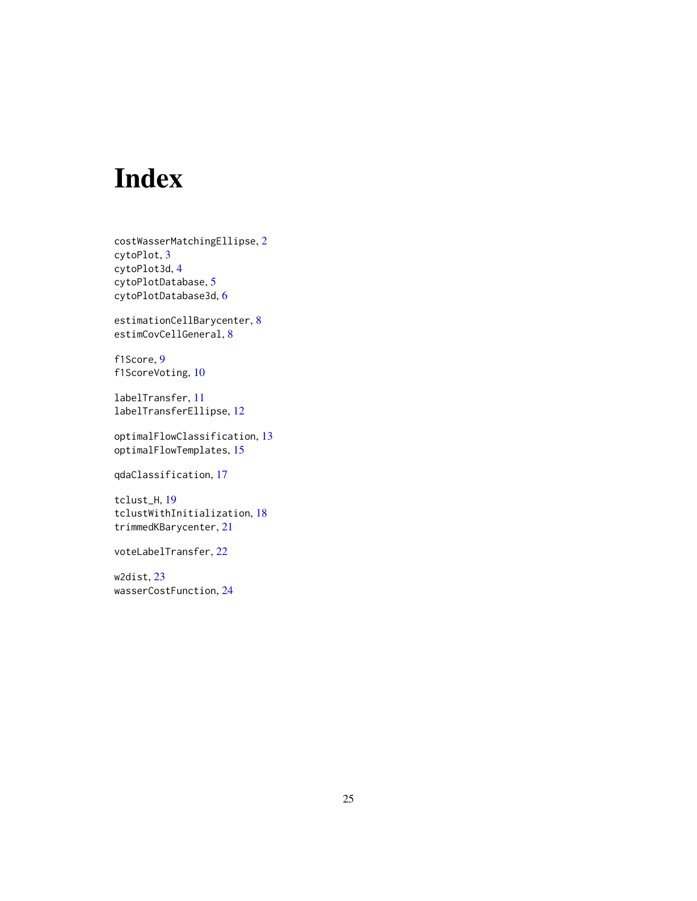# Index

costWasserMatchingEllipse, 2
cytoPlot, 3
cytoPlot3d, 4
cytoPlotDatabase, 5
cytoPlotDatabase3d, 6

estimationCellBarycenter, 8
estimCovCellGeneral, 8

f1Score, 9
f1ScoreVoting, 10

labelTransfer, 11
labelTransferEllipse, 12

optimalFlowClassification, 13
optimalFlowTemplates, 15

qdaClassification, 17

tclust_H, 19
tclustWithInitialization, 18
trimmedKBarycenter, 21

voteLabelTransfer, 22

w2dist, 23
wasserCostFunction, 24